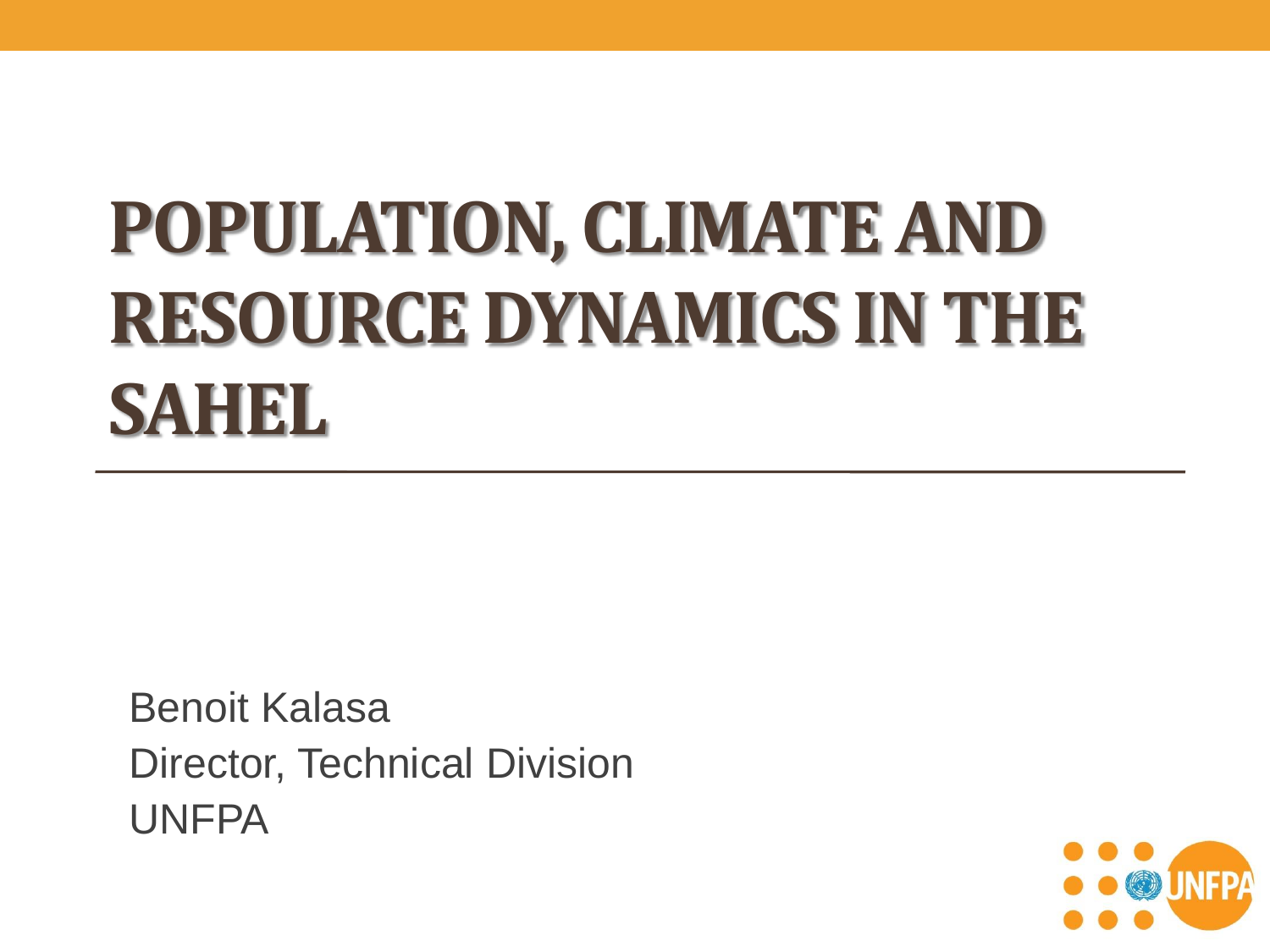# POPULATION, CLIMATE AND RESOURCE DYNAMICS IN THE SAHEL

Benoit Kalasa
Director, Technical Division
UNFPA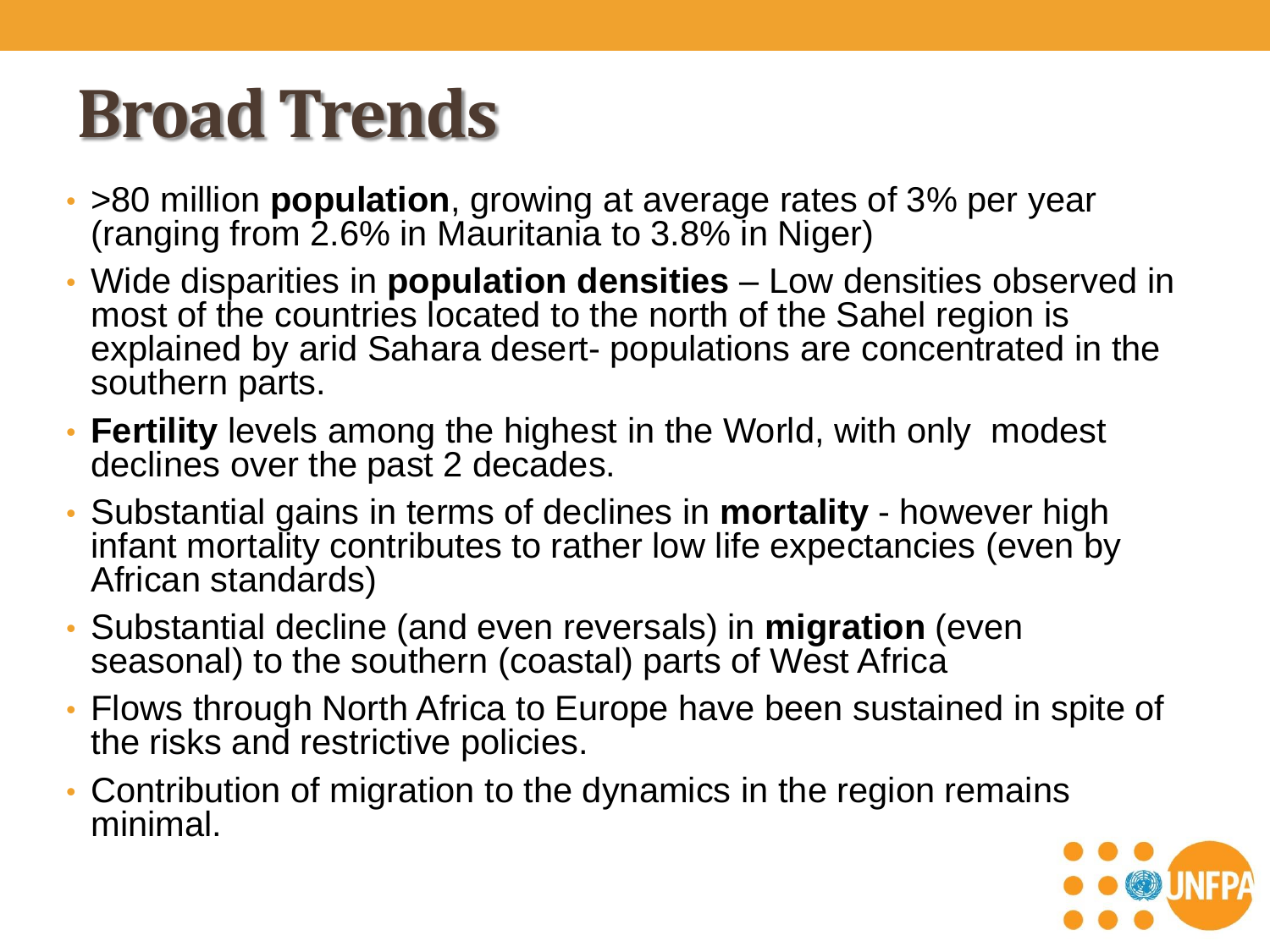# Broad Trends

- >80 million **population**, growing at average rates of 3% per year (ranging from 2.6% in Mauritania to 3.8% in Niger)
- Wide disparities in **population densities** – Low densities observed in most of the countries located to the north of the Sahel region is explained by arid Sahara desert- populations are concentrated in the southern parts.
- **Fertility** levels among the highest in the World, with only modest declines over the past 2 decades.
- Substantial gains in terms of declines in **mortality** - however high infant mortality contributes to rather low life expectancies (even by African standards)
- Substantial decline (and even reversals) in **migration** (even seasonal) to the southern (coastal) parts of West Africa
- Flows through North Africa to Europe have been sustained in spite of the risks and restrictive policies.
- Contribution of migration to the dynamics in the region remains minimal.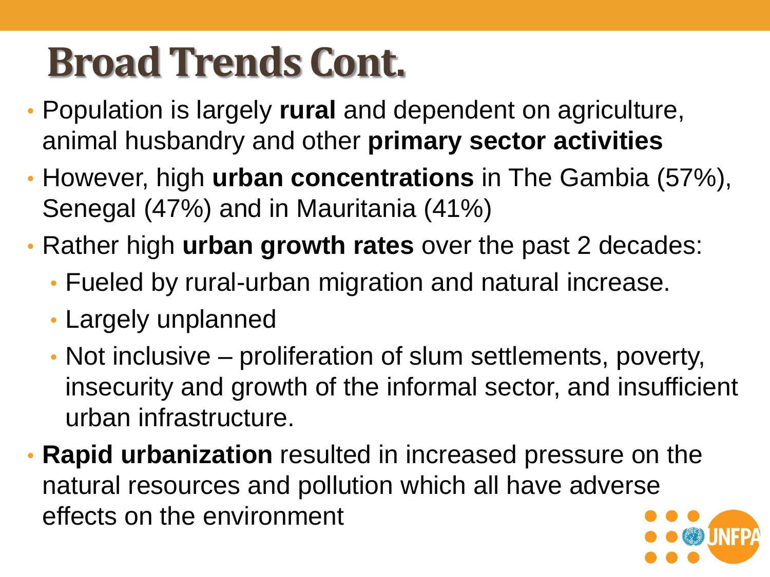# Broad Trends Cont.

- Population is largely **rural** and dependent on agriculture, animal husbandry and other **primary sector activities**
- However, high **urban concentrations** in The Gambia (57%), Senegal (47%) and in Mauritania (41%)
- Rather high **urban growth rates** over the past 2 decades:
  - Fueled by rural-urban migration and natural increase.
  - Largely unplanned
  - Not inclusive – proliferation of slum settlements, poverty, insecurity and growth of the informal sector, and insufficient urban infrastructure.
- **Rapid urbanization** resulted in increased pressure on the natural resources and pollution which all have adverse effects on the environment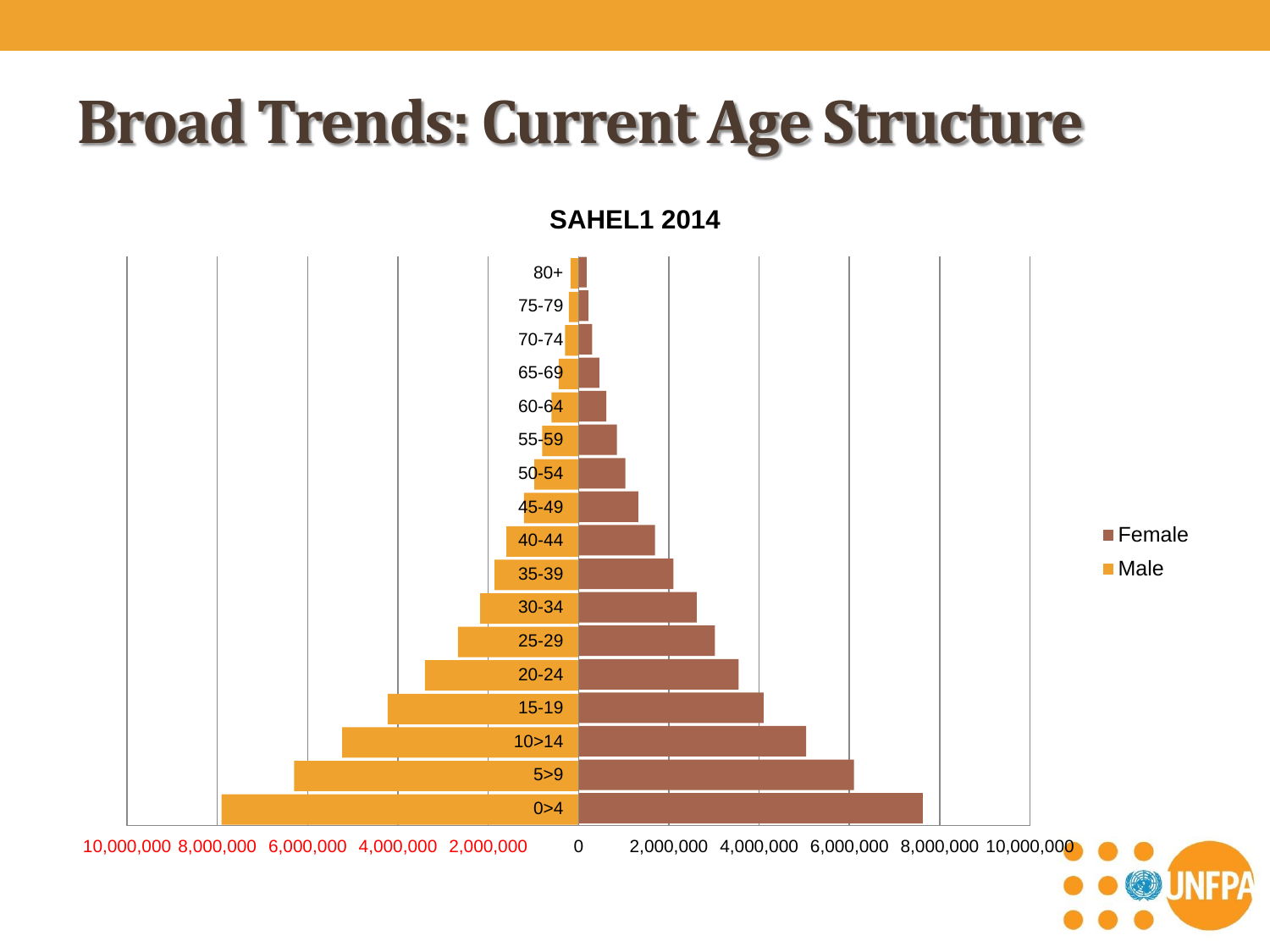# Broad Trends: Current Age Structure

**SAHEL1 2014**

| Age group | Male | Female |
|---|---|---|
| 80+ | | |
| 75-79 | | |
| 70-74 | | |
| 65-69 | | |
| 60-64 | | |
| 55-59 | | |
| 50-54 | | |
| 45-49 | | |
| 40-44 | | |
| 35-39 | | |
| 30-34 | | |
| 25-29 | | |
| 20-24 | | |
| 15-19 | | |
| 10>14 | | |
| 5>9 | | |
| 0>4 | | |

10,000,000 8,000,000 6,000,000 4,000,000 2,000,000 0 2,000,000 4,000,000 6,000,000 8,000,000 10,000,000

■ Female
■ Male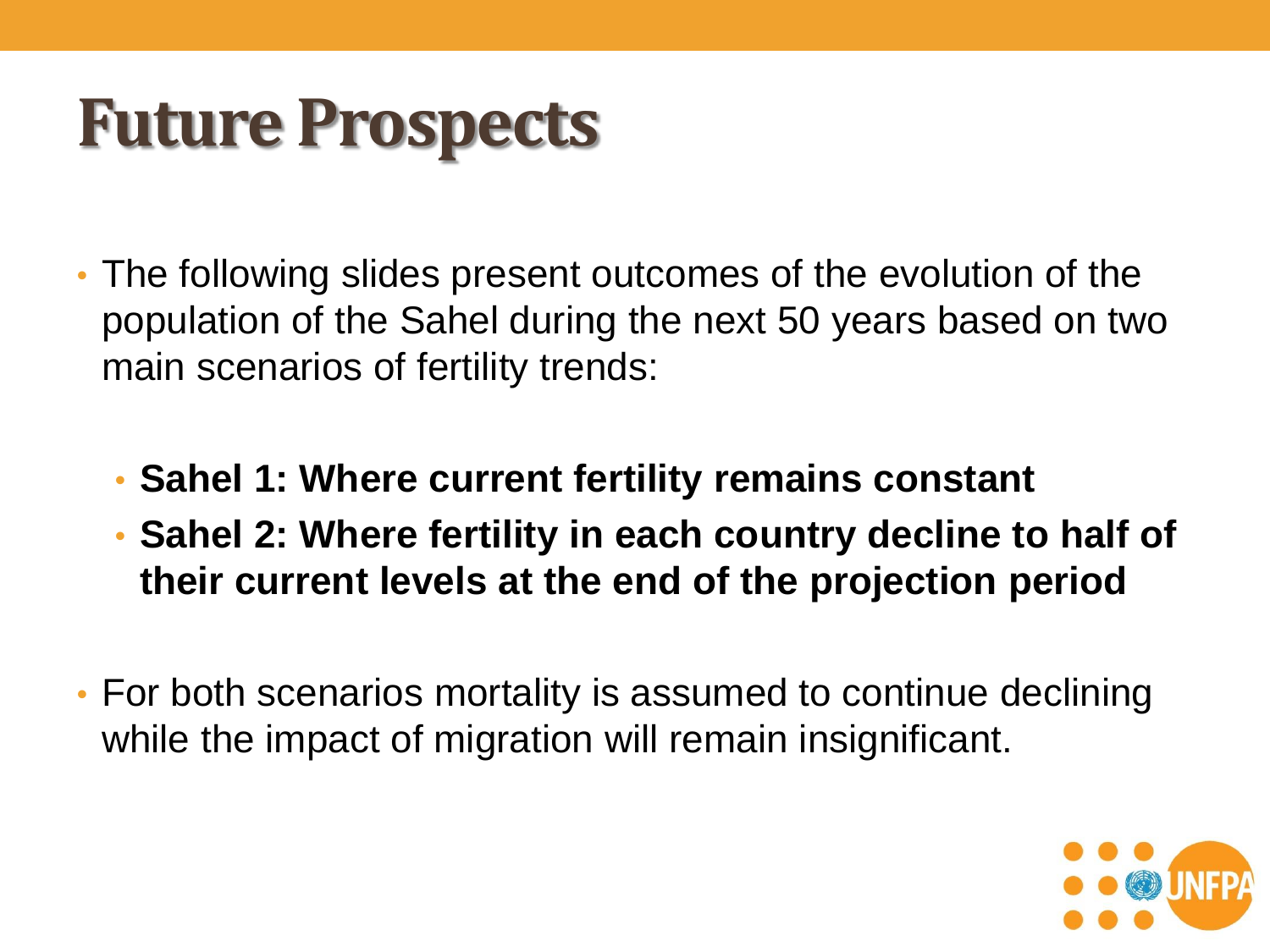# Future Prospects

- The following slides present outcomes of the evolution of the population of the Sahel during the next 50 years based on two main scenarios of fertility trends:
  - **Sahel 1: Where current fertility remains constant**
  - **Sahel 2: Where fertility in each country decline to half of their current levels at the end of the projection period**
- For both scenarios mortality is assumed to continue declining while the impact of migration will remain insignificant.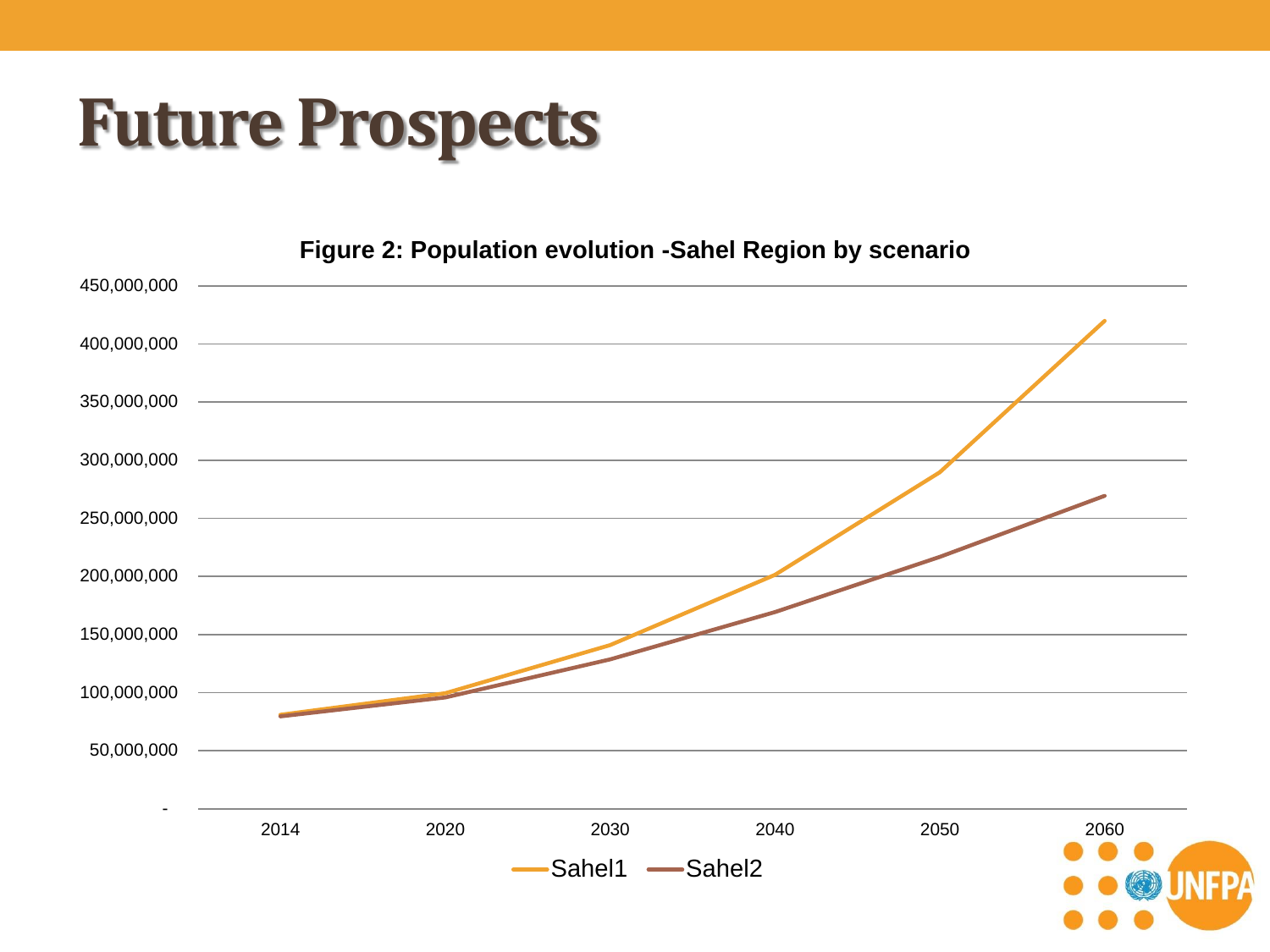# Future Prospects

**Figure 2: Population evolution -Sahel Region by scenario**

450,000,000
400,000,000
350,000,000
300,000,000
250,000,000
200,000,000
150,000,000
100,000,000
50,000,000
-

2014 2020 2030 2040 2050 2060

Sahel1 Sahel2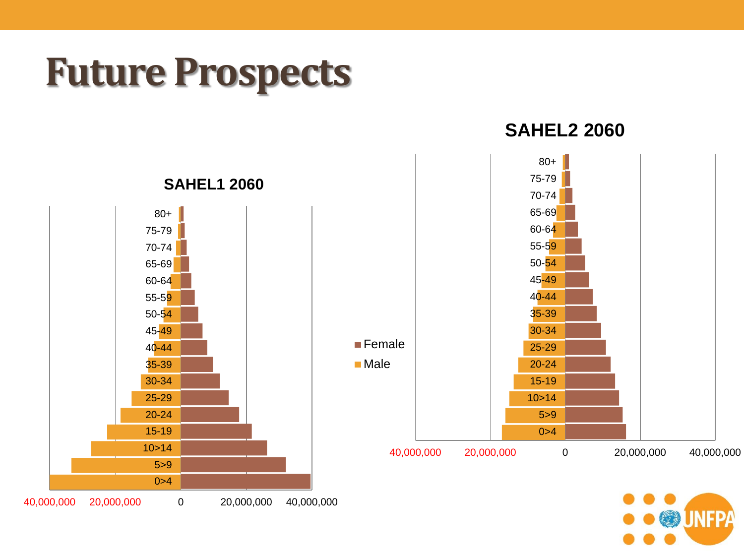# Future Prospects

**SAHEL1 2060**

80+
75-79
70-74
65-69
60-64
55-59
50-54
45-49
40-44
35-39
30-34
25-29
20-24
15-19
10>14
5>9
0>4

40,000,000 20,000,000 0 20,000,000 40,000,000

**SAHEL2 2060**

80+
75-79
70-74
65-69
60-64
55-59
50-54
45-49
40-44
35-39
30-34
25-29
20-24
15-19
10>14
5>9
0>4

40,000,000 20,000,000 0 20,000,000 40,000,000

Female
Male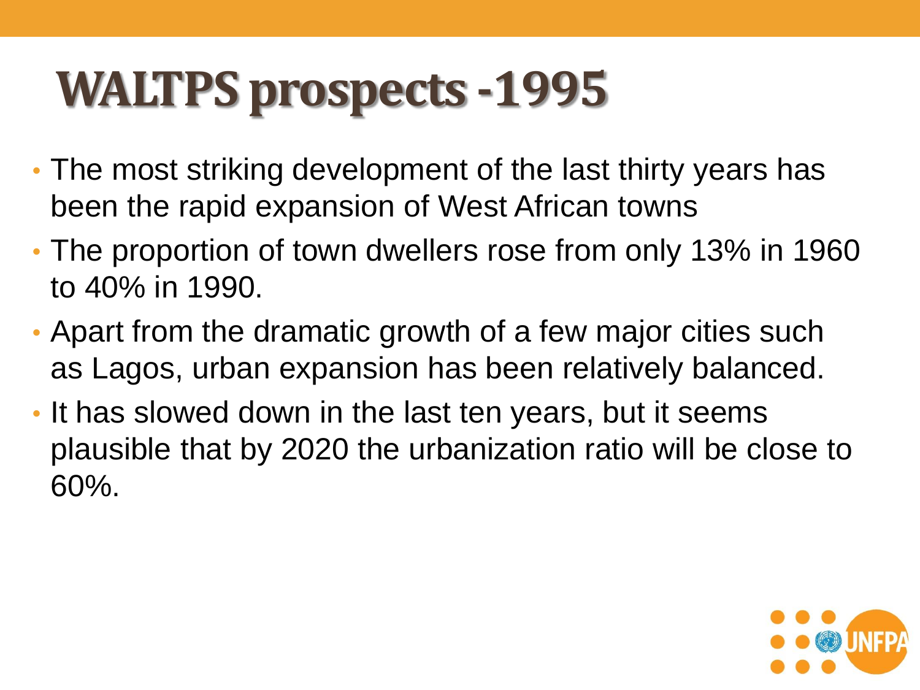# WALTPS prospects -1995

- The most striking development of the last thirty years has been the rapid expansion of West African towns
- The proportion of town dwellers rose from only 13% in 1960 to 40% in 1990.
- Apart from the dramatic growth of a few major cities such as Lagos, urban expansion has been relatively balanced.
- It has slowed down in the last ten years, but it seems plausible that by 2020 the urbanization ratio will be close to 60%.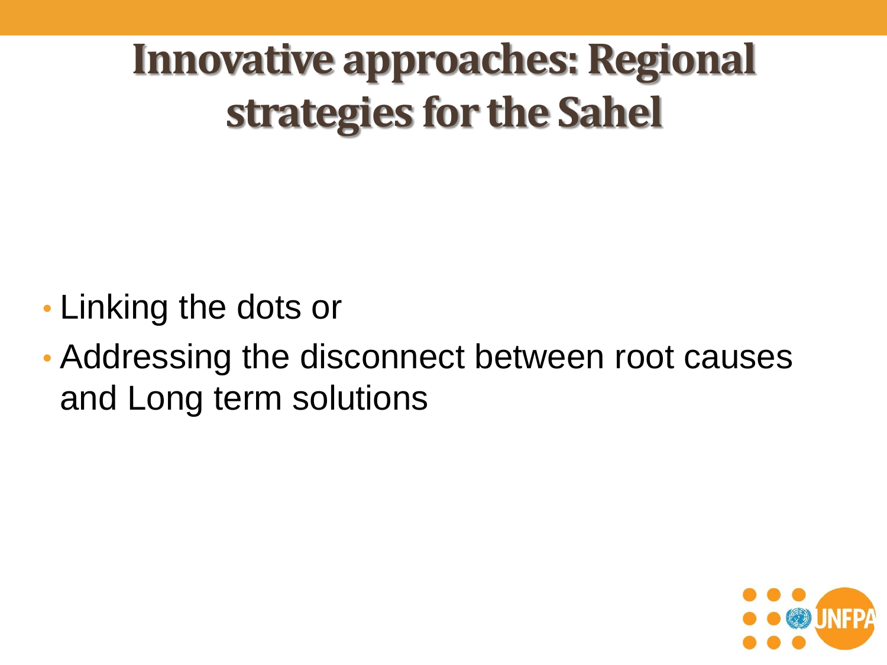# Innovative approaches: Regional strategies for the Sahel

- Linking the dots or
- Addressing the disconnect between root causes and Long term solutions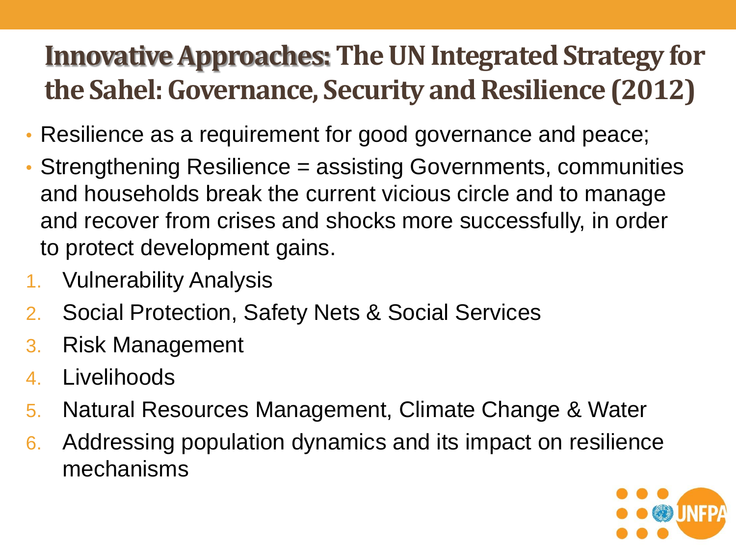# Innovative Approaches: The UN Integrated Strategy for the Sahel: Governance, Security and Resilience (2012)

- Resilience as a requirement for good governance and peace;
- Strengthening Resilience = assisting Governments, communities and households break the current vicious circle and to manage and recover from crises and shocks more successfully, in order to protect development gains.

1. Vulnerability Analysis
2. Social Protection, Safety Nets & Social Services
3. Risk Management
4. Livelihoods
5. Natural Resources Management, Climate Change & Water
6. Addressing population dynamics and its impact on resilience mechanisms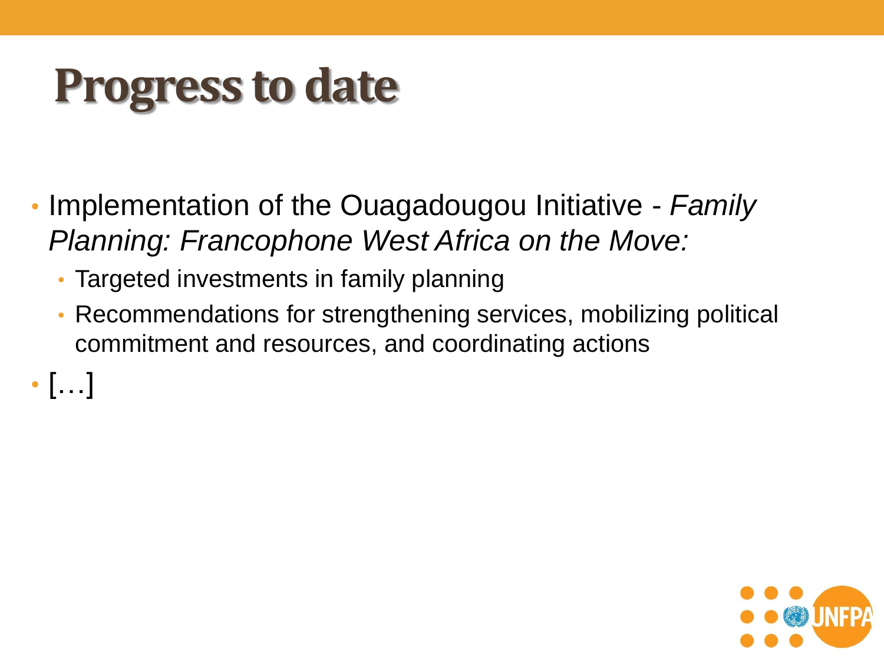# Progress to date

- Implementation of the Ouagadougou Initiative - *Family Planning: Francophone West Africa on the Move:*
  - Targeted investments in family planning
  - Recommendations for strengthening services, mobilizing political commitment and resources, and coordinating actions
- […]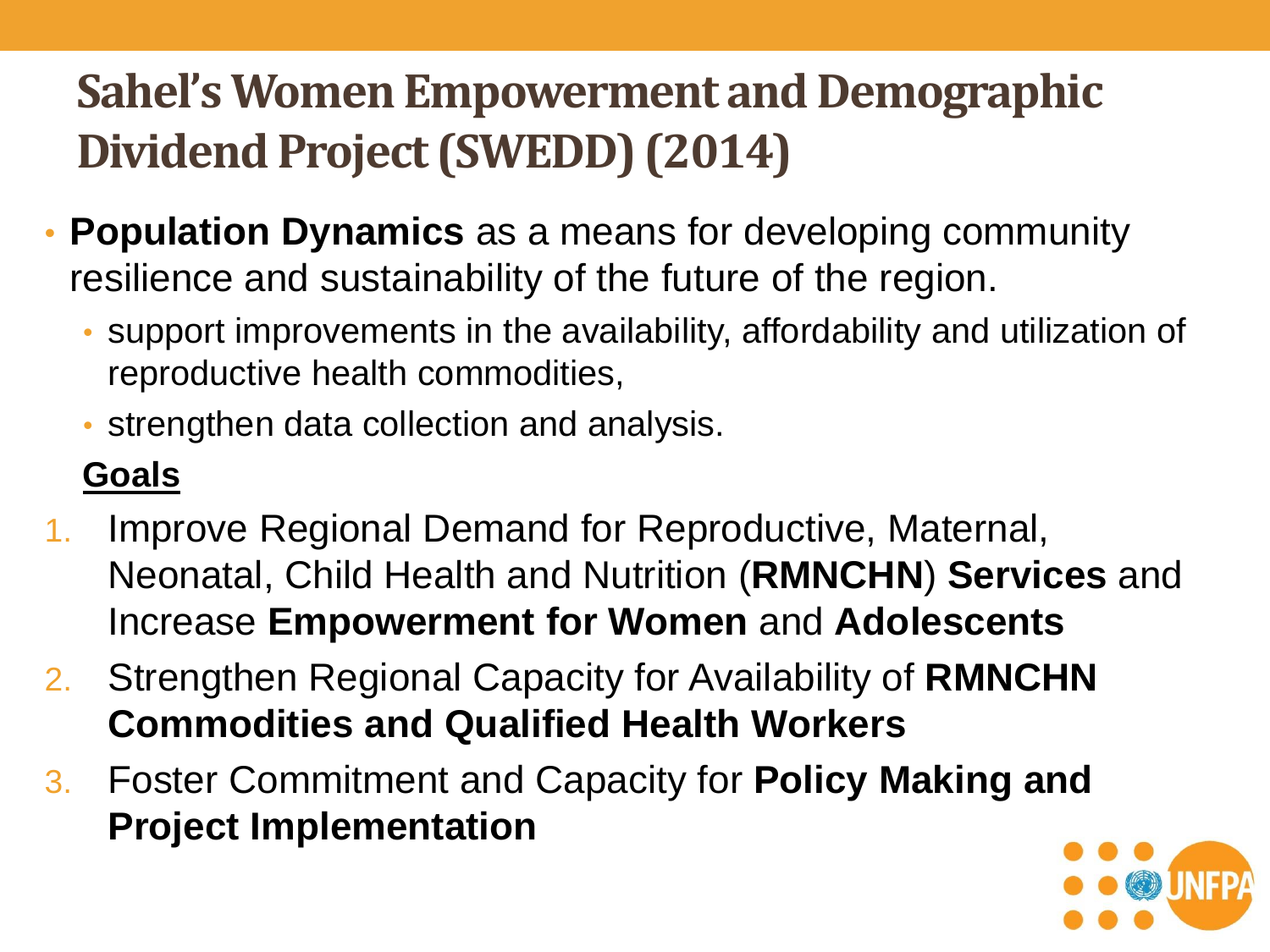# Sahel's Women Empowerment and Demographic Dividend Project (SWEDD) (2014)

- **Population Dynamics** as a means for developing community resilience and sustainability of the future of the region.
  - support improvements in the availability, affordability and utilization of reproductive health commodities,
  - strengthen data collection and analysis.

**Goals**

1. Improve Regional Demand for Reproductive, Maternal, Neonatal, Child Health and Nutrition (**RMNCHN**) **Services** and Increase **Empowerment for Women** and **Adolescents**
2. Strengthen Regional Capacity for Availability of **RMNCHN Commodities and Qualified Health Workers**
3. Foster Commitment and Capacity for **Policy Making and Project Implementation**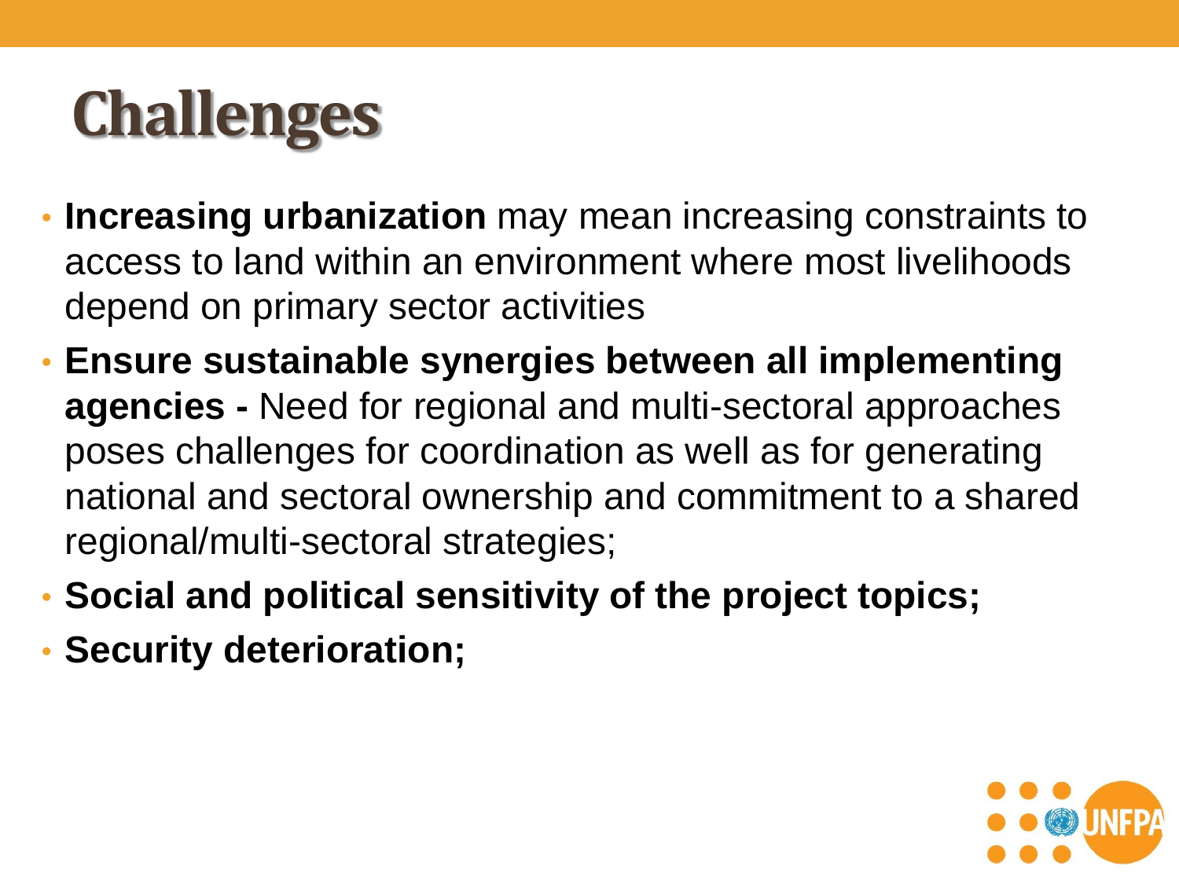# Challenges

- **Increasing urbanization** may mean increasing constraints to access to land within an environment where most livelihoods depend on primary sector activities
- **Ensure sustainable synergies between all implementing agencies -** Need for regional and multi-sectoral approaches poses challenges for coordination as well as for generating national and sectoral ownership and commitment to a shared regional/multi-sectoral strategies;
- **Social and political sensitivity of the project topics;**
- **Security deterioration;**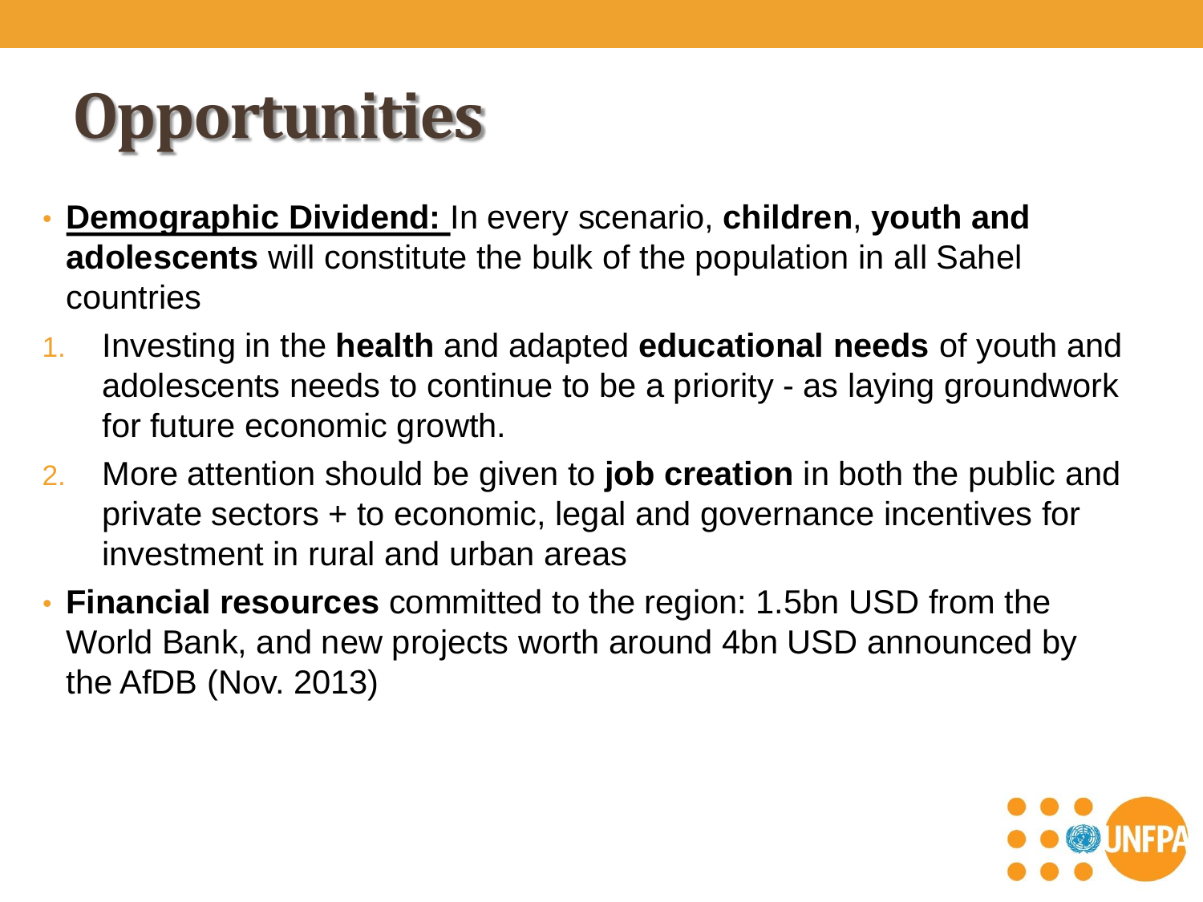# Opportunities

- **Demographic Dividend:** In every scenario, **children**, **youth and adolescents** will constitute the bulk of the population in all Sahel countries

1. Investing in the **health** and adapted **educational needs** of youth and adolescents needs to continue to be a priority - as laying groundwork for future economic growth.
2. More attention should be given to **job creation** in both the public and private sectors + to economic, legal and governance incentives for investment in rural and urban areas

- **Financial resources** committed to the region: 1.5bn USD from the World Bank, and new projects worth around 4bn USD announced by the AfDB (Nov. 2013)